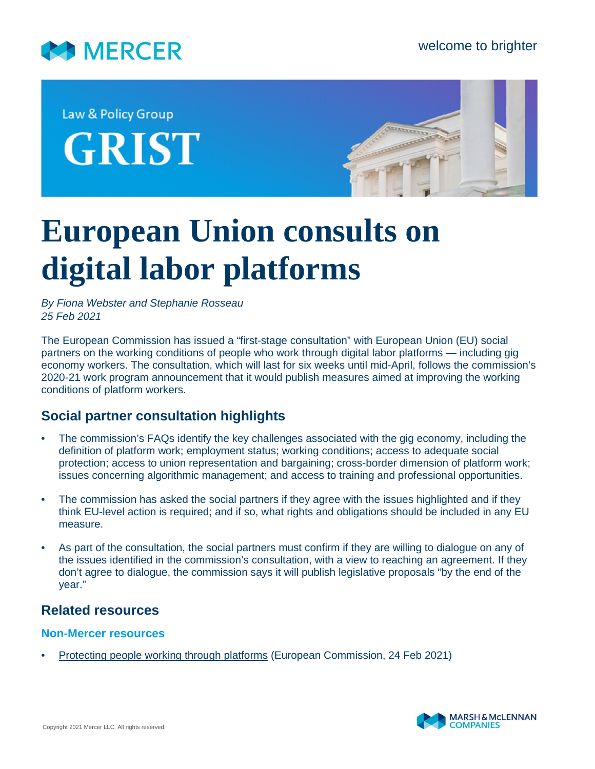Law & Policy Group

GRIST

# European Union consults on digital labor platforms

*By Fiona Webster and Stephanie Rosseau*
*25 Feb 2021*

The European Commission has issued a "first-stage consultation" with European Union (EU) social partners on the working conditions of people who work through digital labor platforms — including gig economy workers. The consultation, which will last for six weeks until mid-April, follows the commission's 2020-21 work program announcement that it would publish measures aimed at improving the working conditions of platform workers.

## Social partner consultation highlights

- The commission's FAQs identify the key challenges associated with the gig economy, including the definition of platform work; employment status; working conditions; access to adequate social protection; access to union representation and bargaining; cross-border dimension of platform work; issues concerning algorithmic management; and access to training and professional opportunities.
- The commission has asked the social partners if they agree with the issues highlighted and if they think EU-level action is required; and if so, what rights and obligations should be included in any EU measure.
- As part of the consultation, the social partners must confirm if they are willing to dialogue on any of the issues identified in the commission's consultation, with a view to reaching an agreement. If they don't agree to dialogue, the commission says it will publish legislative proposals "by the end of the year."

## Related resources

### Non-Mercer resources

- Protecting people working through platforms (European Commission, 24 Feb 2021)

Copyright 2021 Mercer LLC. All rights reserved.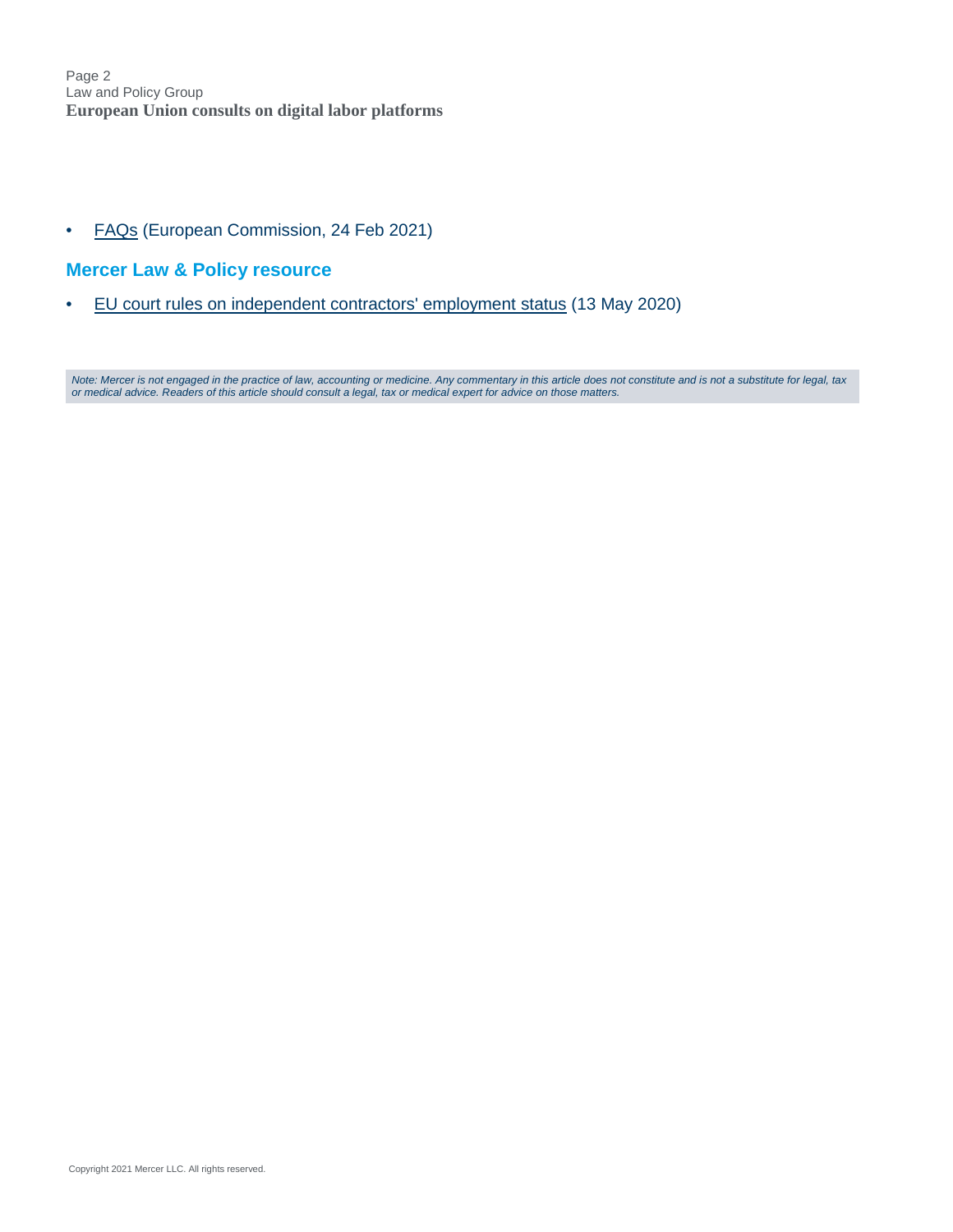- FAQs (European Commission, 24 Feb 2021)

## Mercer Law & Policy resource

- EU court rules on independent contractors' employment status (13 May 2020)

*Note: Mercer is not engaged in the practice of law, accounting or medicine. Any commentary in this article does not constitute and is not a substitute for legal, tax or medical advice. Readers of this article should consult a legal, tax or medical expert for advice on those matters.*

Copyright 2021 Mercer LLC. All rights reserved.